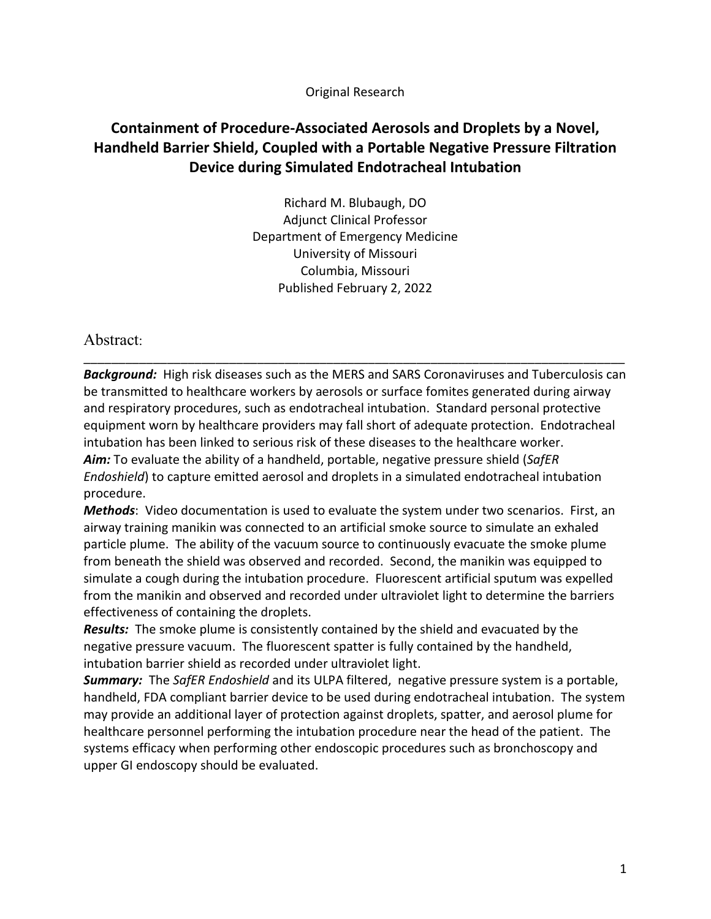Original Research

# Containment of Procedure-Associated Aerosols and Droplets by a Novel, Handheld Barrier Shield, Coupled with a Portable Negative Pressure Filtration Device during Simulated Endotracheal Intubation

Richard M. Blubaugh, DO
Adjunct Clinical Professor
Department of Emergency Medicine
University of Missouri
Columbia, Missouri
Published February 2, 2022

## Abstract:

***Background:*** High risk diseases such as the MERS and SARS Coronaviruses and Tuberculosis can be transmitted to healthcare workers by aerosols or surface fomites generated during airway and respiratory procedures, such as endotracheal intubation. Standard personal protective equipment worn by healthcare providers may fall short of adequate protection. Endotracheal intubation has been linked to serious risk of these diseases to the healthcare worker.

***Aim:*** To evaluate the ability of a handheld, portable, negative pressure shield (*SafER Endoshield*) to capture emitted aerosol and droplets in a simulated endotracheal intubation procedure.

***Methods***: Video documentation is used to evaluate the system under two scenarios. First, an airway training manikin was connected to an artificial smoke source to simulate an exhaled particle plume. The ability of the vacuum source to continuously evacuate the smoke plume from beneath the shield was observed and recorded. Second, the manikin was equipped to simulate a cough during the intubation procedure. Fluorescent artificial sputum was expelled from the manikin and observed and recorded under ultraviolet light to determine the barriers effectiveness of containing the droplets.

***Results:*** The smoke plume is consistently contained by the shield and evacuated by the negative pressure vacuum. The fluorescent spatter is fully contained by the handheld, intubation barrier shield as recorded under ultraviolet light.

***Summary:*** The *SafER Endoshield* and its ULPA filtered, negative pressure system is a portable, handheld, FDA compliant barrier device to be used during endotracheal intubation. The system may provide an additional layer of protection against droplets, spatter, and aerosol plume for healthcare personnel performing the intubation procedure near the head of the patient. The systems efficacy when performing other endoscopic procedures such as bronchoscopy and upper GI endoscopy should be evaluated.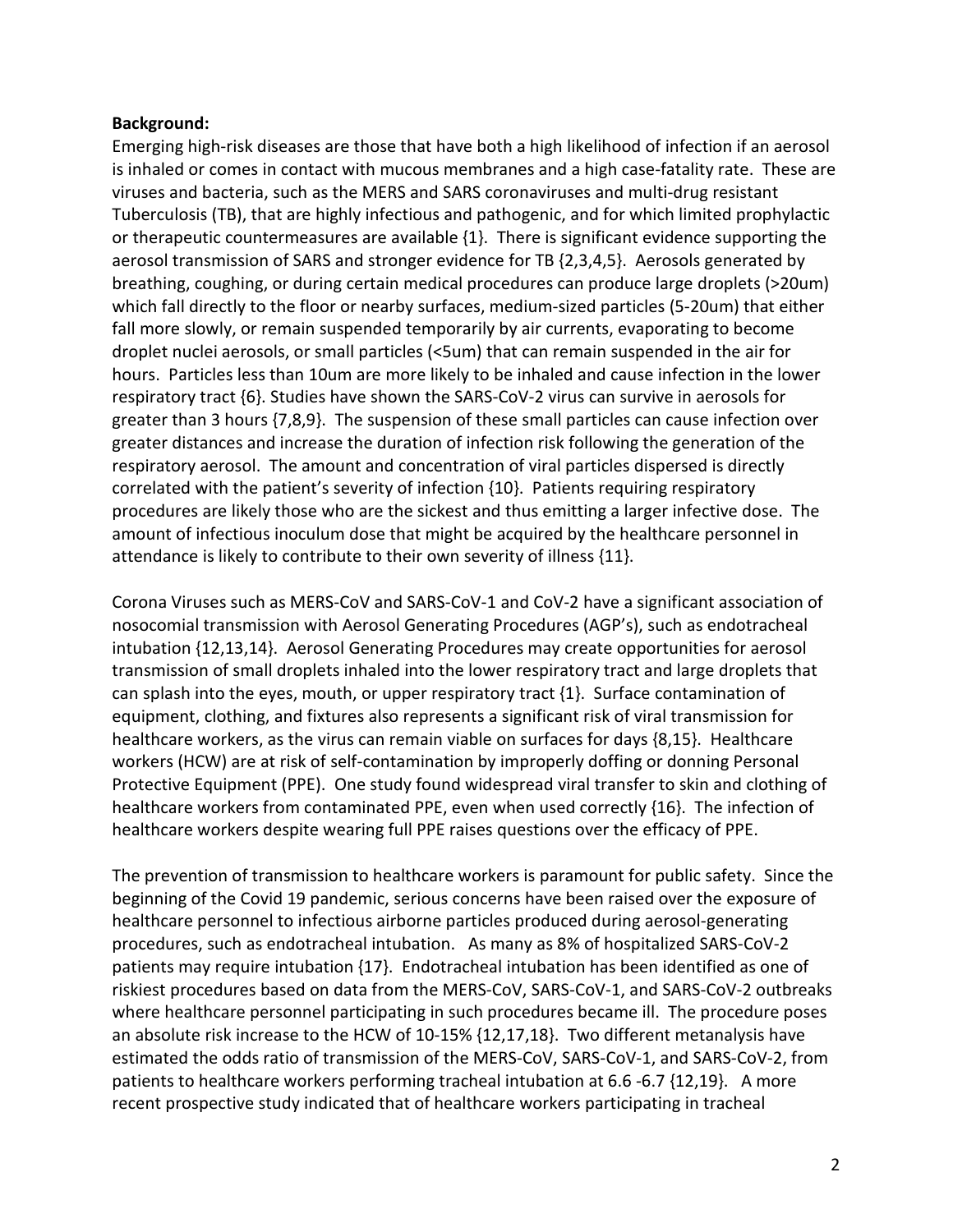**Background:**

Emerging high-risk diseases are those that have both a high likelihood of infection if an aerosol is inhaled or comes in contact with mucous membranes and a high case-fatality rate. These are viruses and bacteria, such as the MERS and SARS coronaviruses and multi-drug resistant Tuberculosis (TB), that are highly infectious and pathogenic, and for which limited prophylactic or therapeutic countermeasures are available {1}. There is significant evidence supporting the aerosol transmission of SARS and stronger evidence for TB {2,3,4,5}. Aerosols generated by breathing, coughing, or during certain medical procedures can produce large droplets (>20um) which fall directly to the floor or nearby surfaces, medium-sized particles (5-20um) that either fall more slowly, or remain suspended temporarily by air currents, evaporating to become droplet nuclei aerosols, or small particles (<5um) that can remain suspended in the air for hours. Particles less than 10um are more likely to be inhaled and cause infection in the lower respiratory tract {6}. Studies have shown the SARS-CoV-2 virus can survive in aerosols for greater than 3 hours {7,8,9}. The suspension of these small particles can cause infection over greater distances and increase the duration of infection risk following the generation of the respiratory aerosol. The amount and concentration of viral particles dispersed is directly correlated with the patient's severity of infection {10}. Patients requiring respiratory procedures are likely those who are the sickest and thus emitting a larger infective dose. The amount of infectious inoculum dose that might be acquired by the healthcare personnel in attendance is likely to contribute to their own severity of illness {11}.

Corona Viruses such as MERS-CoV and SARS-CoV-1 and CoV-2 have a significant association of nosocomial transmission with Aerosol Generating Procedures (AGP's), such as endotracheal intubation {12,13,14}. Aerosol Generating Procedures may create opportunities for aerosol transmission of small droplets inhaled into the lower respiratory tract and large droplets that can splash into the eyes, mouth, or upper respiratory tract {1}. Surface contamination of equipment, clothing, and fixtures also represents a significant risk of viral transmission for healthcare workers, as the virus can remain viable on surfaces for days {8,15}. Healthcare workers (HCW) are at risk of self-contamination by improperly doffing or donning Personal Protective Equipment (PPE). One study found widespread viral transfer to skin and clothing of healthcare workers from contaminated PPE, even when used correctly {16}. The infection of healthcare workers despite wearing full PPE raises questions over the efficacy of PPE.

The prevention of transmission to healthcare workers is paramount for public safety. Since the beginning of the Covid 19 pandemic, serious concerns have been raised over the exposure of healthcare personnel to infectious airborne particles produced during aerosol-generating procedures, such as endotracheal intubation. As many as 8% of hospitalized SARS-CoV-2 patients may require intubation {17}. Endotracheal intubation has been identified as one of riskiest procedures based on data from the MERS-CoV, SARS-CoV-1, and SARS-CoV-2 outbreaks where healthcare personnel participating in such procedures became ill. The procedure poses an absolute risk increase to the HCW of 10-15% {12,17,18}. Two different metanalysis have estimated the odds ratio of transmission of the MERS-CoV, SARS-CoV-1, and SARS-CoV-2, from patients to healthcare workers performing tracheal intubation at 6.6 -6.7 {12,19}. A more recent prospective study indicated that of healthcare workers participating in tracheal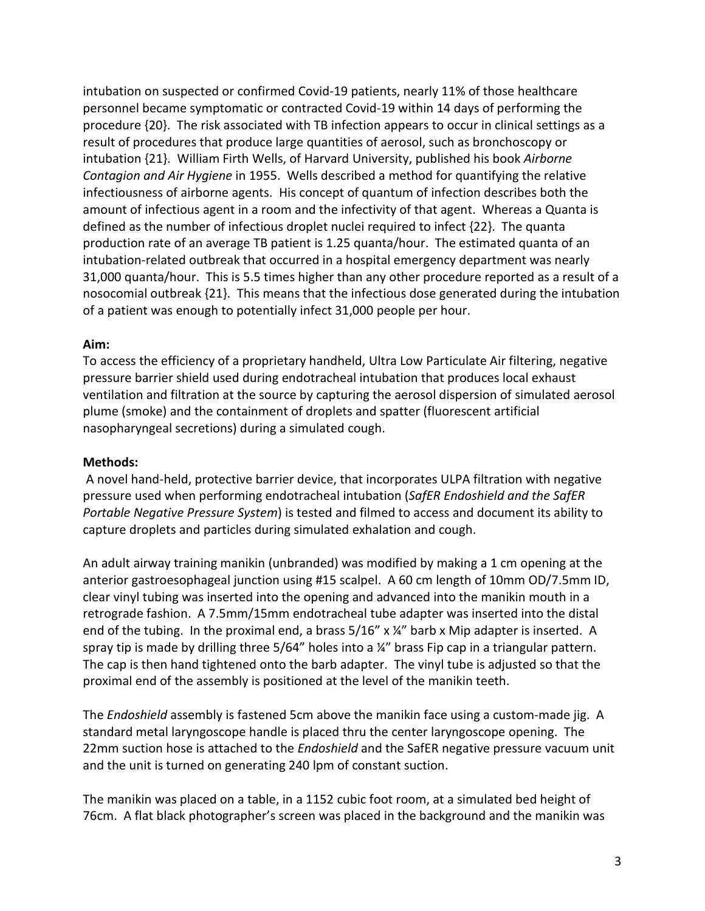intubation on suspected or confirmed Covid-19 patients, nearly 11% of those healthcare personnel became symptomatic or contracted Covid-19 within 14 days of performing the procedure {20}. The risk associated with TB infection appears to occur in clinical settings as a result of procedures that produce large quantities of aerosol, such as bronchoscopy or intubation {21}. William Firth Wells, of Harvard University, published his book *Airborne Contagion and Air Hygiene* in 1955. Wells described a method for quantifying the relative infectiousness of airborne agents. His concept of quantum of infection describes both the amount of infectious agent in a room and the infectivity of that agent. Whereas a Quanta is defined as the number of infectious droplet nuclei required to infect {22}. The quanta production rate of an average TB patient is 1.25 quanta/hour. The estimated quanta of an intubation-related outbreak that occurred in a hospital emergency department was nearly 31,000 quanta/hour. This is 5.5 times higher than any other procedure reported as a result of a nosocomial outbreak {21}. This means that the infectious dose generated during the intubation of a patient was enough to potentially infect 31,000 people per hour.

**Aim:**

To access the efficiency of a proprietary handheld, Ultra Low Particulate Air filtering, negative pressure barrier shield used during endotracheal intubation that produces local exhaust ventilation and filtration at the source by capturing the aerosol dispersion of simulated aerosol plume (smoke) and the containment of droplets and spatter (fluorescent artificial nasopharyngeal secretions) during a simulated cough.

**Methods:**

A novel hand-held, protective barrier device, that incorporates ULPA filtration with negative pressure used when performing endotracheal intubation (*SafER Endoshield and the SafER Portable Negative Pressure System*) is tested and filmed to access and document its ability to capture droplets and particles during simulated exhalation and cough.

An adult airway training manikin (unbranded) was modified by making a 1 cm opening at the anterior gastroesophageal junction using #15 scalpel. A 60 cm length of 10mm OD/7.5mm ID, clear vinyl tubing was inserted into the opening and advanced into the manikin mouth in a retrograde fashion. A 7.5mm/15mm endotracheal tube adapter was inserted into the distal end of the tubing. In the proximal end, a brass 5/16" x ¼" barb x Mip adapter is inserted. A spray tip is made by drilling three 5/64" holes into a ¼" brass Fip cap in a triangular pattern. The cap is then hand tightened onto the barb adapter. The vinyl tube is adjusted so that the proximal end of the assembly is positioned at the level of the manikin teeth.

The *Endoshield* assembly is fastened 5cm above the manikin face using a custom-made jig. A standard metal laryngoscope handle is placed thru the center laryngoscope opening. The 22mm suction hose is attached to the *Endoshield* and the SafER negative pressure vacuum unit and the unit is turned on generating 240 lpm of constant suction.

The manikin was placed on a table, in a 1152 cubic foot room, at a simulated bed height of 76cm. A flat black photographer's screen was placed in the background and the manikin was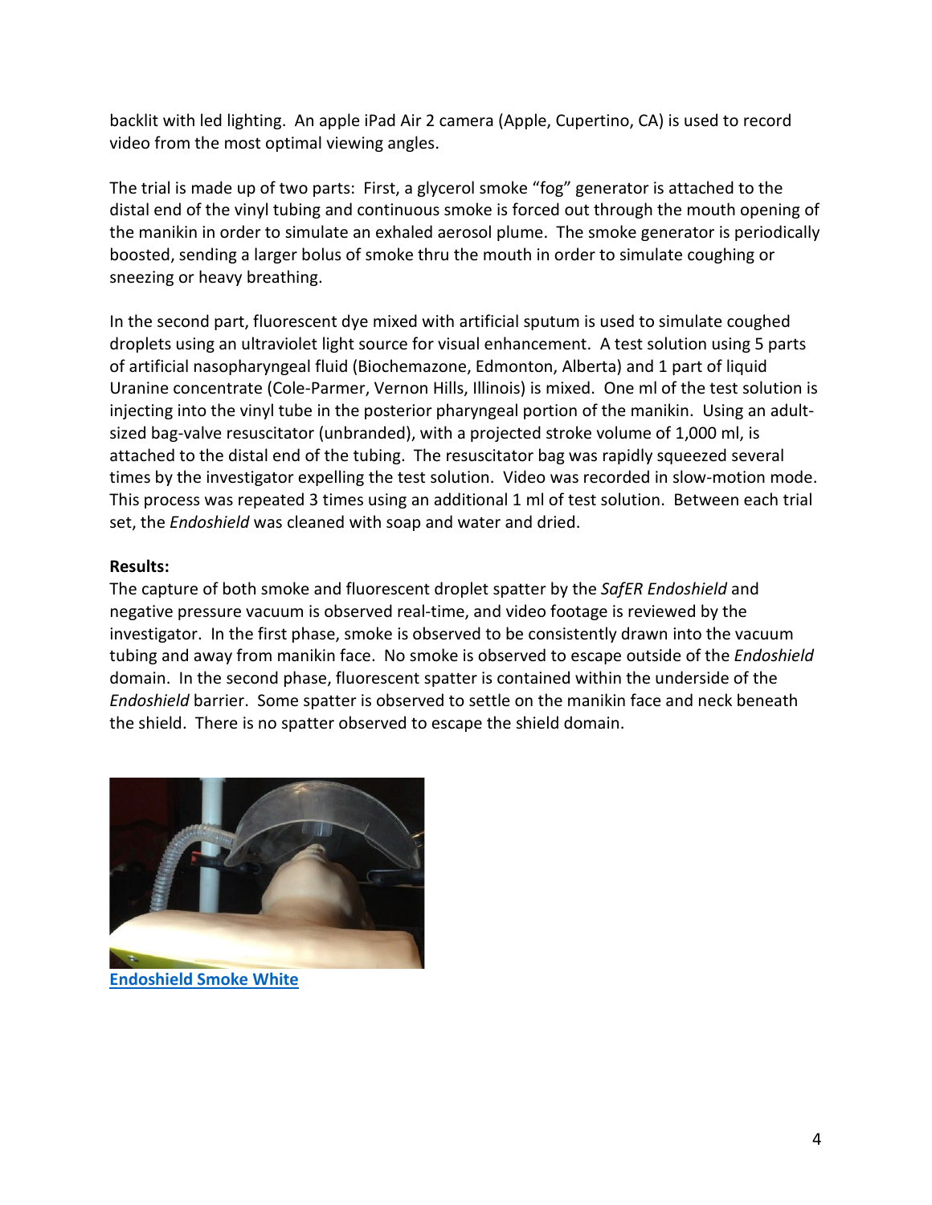backlit with led lighting. An apple iPad Air 2 camera (Apple, Cupertino, CA) is used to record video from the most optimal viewing angles.

The trial is made up of two parts: First, a glycerol smoke "fog" generator is attached to the distal end of the vinyl tubing and continuous smoke is forced out through the mouth opening of the manikin in order to simulate an exhaled aerosol plume. The smoke generator is periodically boosted, sending a larger bolus of smoke thru the mouth in order to simulate coughing or sneezing or heavy breathing.

In the second part, fluorescent dye mixed with artificial sputum is used to simulate coughed droplets using an ultraviolet light source for visual enhancement. A test solution using 5 parts of artificial nasopharyngeal fluid (Biochemazone, Edmonton, Alberta) and 1 part of liquid Uranine concentrate (Cole-Parmer, Vernon Hills, Illinois) is mixed. One ml of the test solution is injecting into the vinyl tube in the posterior pharyngeal portion of the manikin. Using an adult-sized bag-valve resuscitator (unbranded), with a projected stroke volume of 1,000 ml, is attached to the distal end of the tubing. The resuscitator bag was rapidly squeezed several times by the investigator expelling the test solution. Video was recorded in slow-motion mode. This process was repeated 3 times using an additional 1 ml of test solution. Between each trial set, the *Endoshield* was cleaned with soap and water and dried.

**Results:**

The capture of both smoke and fluorescent droplet spatter by the *SafER Endoshield* and negative pressure vacuum is observed real-time, and video footage is reviewed by the investigator. In the first phase, smoke is observed to be consistently drawn into the vacuum tubing and away from manikin face. No smoke is observed to escape outside of the *Endoshield* domain. In the second phase, fluorescent spatter is contained within the underside of the *Endoshield* barrier. Some spatter is observed to settle on the manikin face and neck beneath the shield. There is no spatter observed to escape the shield domain.

**Endoshield Smoke White**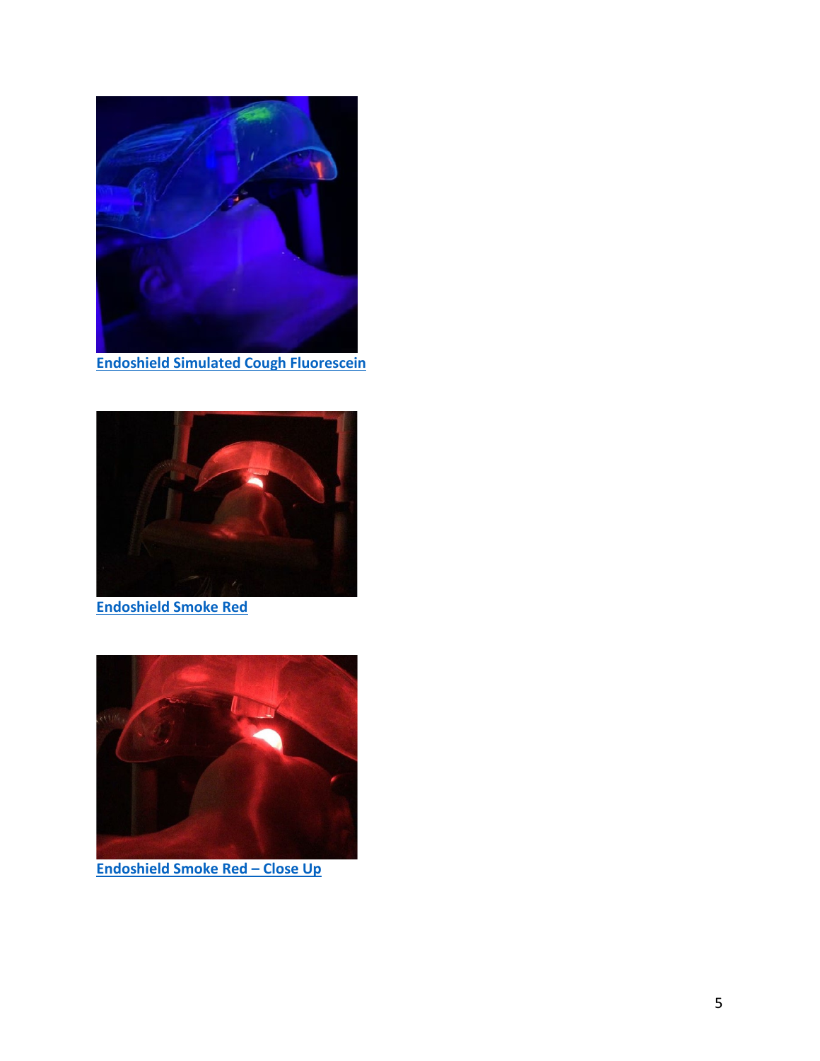[Endoshield Simulated Cough Fluorescein]

[Endoshield Smoke Red]

[Endoshield Smoke Red – Close Up]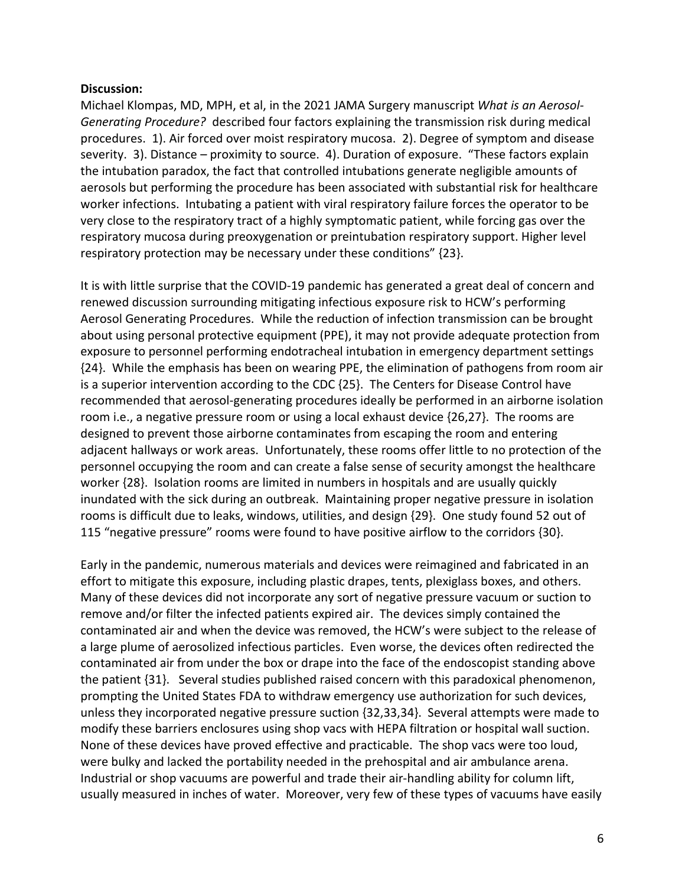**Discussion:**

Michael Klompas, MD, MPH, et al, in the 2021 JAMA Surgery manuscript *What is an Aerosol-Generating Procedure?* described four factors explaining the transmission risk during medical procedures. 1). Air forced over moist respiratory mucosa. 2). Degree of symptom and disease severity. 3). Distance – proximity to source. 4). Duration of exposure. "These factors explain the intubation paradox, the fact that controlled intubations generate negligible amounts of aerosols but performing the procedure has been associated with substantial risk for healthcare worker infections. Intubating a patient with viral respiratory failure forces the operator to be very close to the respiratory tract of a highly symptomatic patient, while forcing gas over the respiratory mucosa during preoxygenation or preintubation respiratory support. Higher level respiratory protection may be necessary under these conditions" {23}.

It is with little surprise that the COVID-19 pandemic has generated a great deal of concern and renewed discussion surrounding mitigating infectious exposure risk to HCW's performing Aerosol Generating Procedures. While the reduction of infection transmission can be brought about using personal protective equipment (PPE), it may not provide adequate protection from exposure to personnel performing endotracheal intubation in emergency department settings {24}. While the emphasis has been on wearing PPE, the elimination of pathogens from room air is a superior intervention according to the CDC {25}. The Centers for Disease Control have recommended that aerosol-generating procedures ideally be performed in an airborne isolation room i.e., a negative pressure room or using a local exhaust device {26,27}. The rooms are designed to prevent those airborne contaminates from escaping the room and entering adjacent hallways or work areas. Unfortunately, these rooms offer little to no protection of the personnel occupying the room and can create a false sense of security amongst the healthcare worker {28}. Isolation rooms are limited in numbers in hospitals and are usually quickly inundated with the sick during an outbreak. Maintaining proper negative pressure in isolation rooms is difficult due to leaks, windows, utilities, and design {29}. One study found 52 out of 115 "negative pressure" rooms were found to have positive airflow to the corridors {30}.

Early in the pandemic, numerous materials and devices were reimagined and fabricated in an effort to mitigate this exposure, including plastic drapes, tents, plexiglass boxes, and others. Many of these devices did not incorporate any sort of negative pressure vacuum or suction to remove and/or filter the infected patients expired air. The devices simply contained the contaminated air and when the device was removed, the HCW's were subject to the release of a large plume of aerosolized infectious particles. Even worse, the devices often redirected the contaminated air from under the box or drape into the face of the endoscopist standing above the patient {31}. Several studies published raised concern with this paradoxical phenomenon, prompting the United States FDA to withdraw emergency use authorization for such devices, unless they incorporated negative pressure suction {32,33,34}. Several attempts were made to modify these barriers enclosures using shop vacs with HEPA filtration or hospital wall suction. None of these devices have proved effective and practicable. The shop vacs were too loud, were bulky and lacked the portability needed in the prehospital and air ambulance arena. Industrial or shop vacuums are powerful and trade their air-handling ability for column lift, usually measured in inches of water. Moreover, very few of these types of vacuums have easily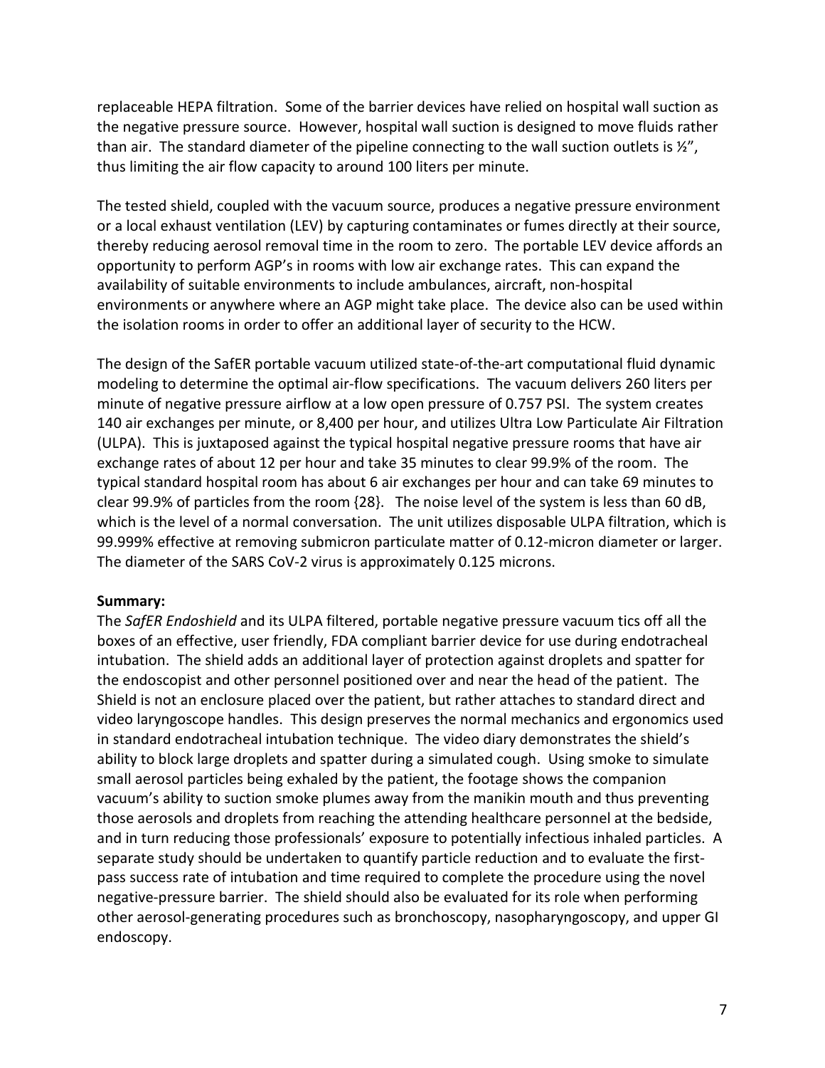replaceable HEPA filtration. Some of the barrier devices have relied on hospital wall suction as the negative pressure source. However, hospital wall suction is designed to move fluids rather than air. The standard diameter of the pipeline connecting to the wall suction outlets is ½", thus limiting the air flow capacity to around 100 liters per minute.

The tested shield, coupled with the vacuum source, produces a negative pressure environment or a local exhaust ventilation (LEV) by capturing contaminates or fumes directly at their source, thereby reducing aerosol removal time in the room to zero. The portable LEV device affords an opportunity to perform AGP's in rooms with low air exchange rates. This can expand the availability of suitable environments to include ambulances, aircraft, non-hospital environments or anywhere where an AGP might take place. The device also can be used within the isolation rooms in order to offer an additional layer of security to the HCW.

The design of the SafER portable vacuum utilized state-of-the-art computational fluid dynamic modeling to determine the optimal air-flow specifications. The vacuum delivers 260 liters per minute of negative pressure airflow at a low open pressure of 0.757 PSI. The system creates 140 air exchanges per minute, or 8,400 per hour, and utilizes Ultra Low Particulate Air Filtration (ULPA). This is juxtaposed against the typical hospital negative pressure rooms that have air exchange rates of about 12 per hour and take 35 minutes to clear 99.9% of the room. The typical standard hospital room has about 6 air exchanges per hour and can take 69 minutes to clear 99.9% of particles from the room {28}. The noise level of the system is less than 60 dB, which is the level of a normal conversation. The unit utilizes disposable ULPA filtration, which is 99.999% effective at removing submicron particulate matter of 0.12-micron diameter or larger. The diameter of the SARS CoV-2 virus is approximately 0.125 microns.

**Summary:**
The *SafER Endoshield* and its ULPA filtered, portable negative pressure vacuum tics off all the boxes of an effective, user friendly, FDA compliant barrier device for use during endotracheal intubation. The shield adds an additional layer of protection against droplets and spatter for the endoscopist and other personnel positioned over and near the head of the patient. The Shield is not an enclosure placed over the patient, but rather attaches to standard direct and video laryngoscope handles. This design preserves the normal mechanics and ergonomics used in standard endotracheal intubation technique. The video diary demonstrates the shield's ability to block large droplets and spatter during a simulated cough. Using smoke to simulate small aerosol particles being exhaled by the patient, the footage shows the companion vacuum's ability to suction smoke plumes away from the manikin mouth and thus preventing those aerosols and droplets from reaching the attending healthcare personnel at the bedside, and in turn reducing those professionals' exposure to potentially infectious inhaled particles. A separate study should be undertaken to quantify particle reduction and to evaluate the first-pass success rate of intubation and time required to complete the procedure using the novel negative-pressure barrier. The shield should also be evaluated for its role when performing other aerosol-generating procedures such as bronchoscopy, nasopharyngoscopy, and upper GI endoscopy.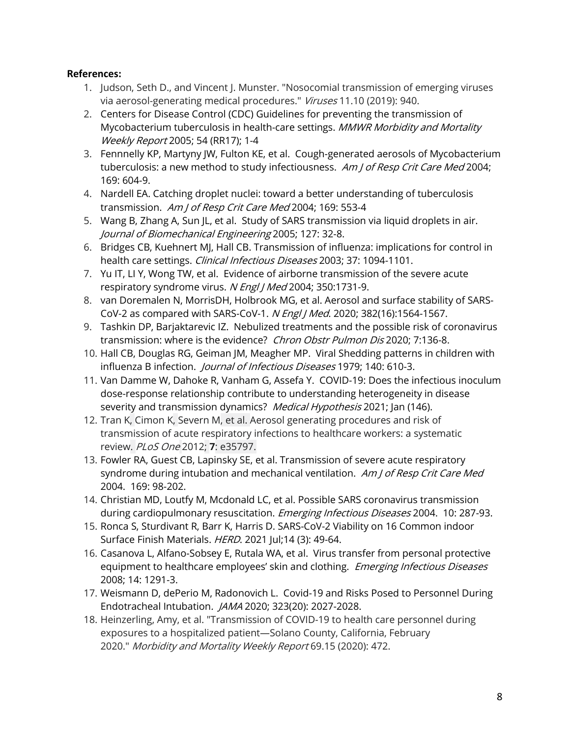**References:**

1. Judson, Seth D., and Vincent J. Munster. "Nosocomial transmission of emerging viruses via aerosol-generating medical procedures." *Viruses* 11.10 (2019): 940.
2. Centers for Disease Control (CDC) Guidelines for preventing the transmission of Mycobacterium tuberculosis in health-care settings. *MMWR Morbidity and Mortality Weekly Report* 2005; 54 (RR17); 1-4
3. Fennnelly KP, Martyny JW, Fulton KE, et al. Cough-generated aerosols of Mycobacterium tuberculosis: a new method to study infectiousness. *Am J of Resp Crit Care Med* 2004; 169: 604-9.
4. Nardell EA. Catching droplet nuclei: toward a better understanding of tuberculosis transmission. *Am J of Resp Crit Care Med* 2004; 169: 553-4
5. Wang B, Zhang A, Sun JL, et al. Study of SARS transmission via liquid droplets in air. *Journal of Biomechanical Engineering* 2005; 127: 32-8.
6. Bridges CB, Kuehnert MJ, Hall CB. Transmission of influenza: implications for control in health care settings. *Clinical Infectious Diseases* 2003; 37: 1094-1101.
7. Yu IT, LI Y, Wong TW, et al. Evidence of airborne transmission of the severe acute respiratory syndrome virus. *N Engl J Med* 2004; 350:1731-9.
8. van Doremalen N, MorrisDH, Holbrook MG, et al. Aerosol and surface stability of SARS-CoV-2 as compared with SARS-CoV-1. *N Engl J Med*. 2020; 382(16):1564-1567.
9. Tashkin DP, Barjaktarevic IZ. Nebulized treatments and the possible risk of coronavirus transmission: where is the evidence? *Chron Obstr Pulmon Dis* 2020; 7:136-8.
10. Hall CB, Douglas RG, Geiman JM, Meagher MP. Viral Shedding patterns in children with influenza B infection. *Journal of Infectious Diseases* 1979; 140: 610-3.
11. Van Damme W, Dahoke R, Vanham G, Assefa Y. COVID-19: Does the infectious inoculum dose-response relationship contribute to understanding heterogeneity in disease severity and transmission dynamics? *Medical Hypothesis* 2021; Jan (146).
12. Tran K, Cimon K, Severn M, et al. Aerosol generating procedures and risk of transmission of acute respiratory infections to healthcare workers: a systematic review. *PLoS One* 2012; **7**: e35797.
13. Fowler RA, Guest CB, Lapinsky SE, et al. Transmission of severe acute respiratory syndrome during intubation and mechanical ventilation. *Am J of Resp Crit Care Med* 2004. 169: 98-202.
14. Christian MD, Loutfy M, Mcdonald LC, et al. Possible SARS coronavirus transmission during cardiopulmonary resuscitation. *Emerging Infectious Diseases* 2004. 10: 287-93.
15. Ronca S, Sturdivant R, Barr K, Harris D. SARS-CoV-2 Viability on 16 Common indoor Surface Finish Materials. *HERD*. 2021 Jul;14 (3): 49-64.
16. Casanova L, Alfano-Sobsey E, Rutala WA, et al. Virus transfer from personal protective equipment to healthcare employees' skin and clothing. *Emerging Infectious Diseases* 2008; 14: 1291-3.
17. Weismann D, dePerio M, Radonovich L. Covid-19 and Risks Posed to Personnel During Endotracheal Intubation. *JAMA* 2020; 323(20): 2027-2028.
18. Heinzerling, Amy, et al. "Transmission of COVID-19 to health care personnel during exposures to a hospitalized patient—Solano County, California, February 2020." *Morbidity and Mortality Weekly Report* 69.15 (2020): 472.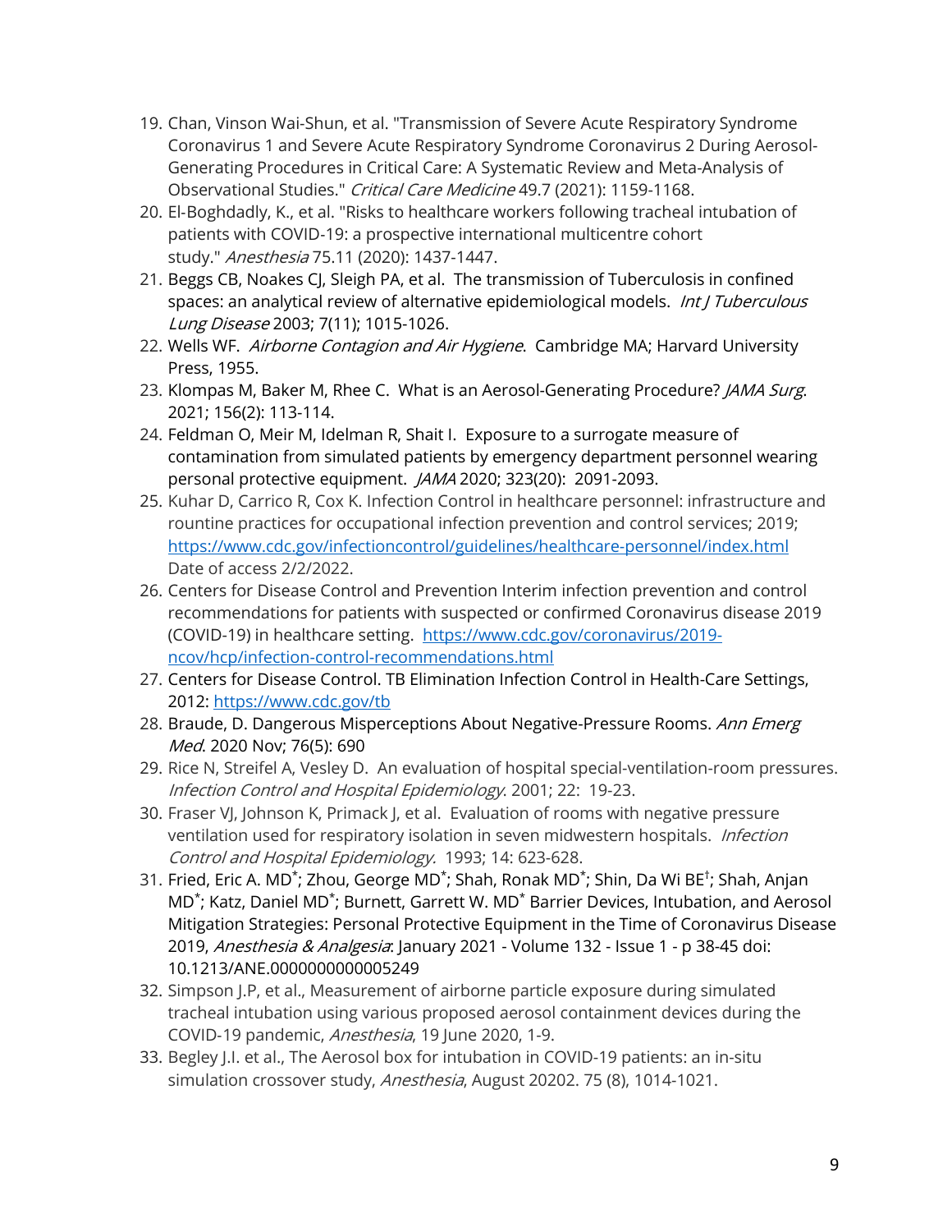19. Chan, Vinson Wai-Shun, et al. "Transmission of Severe Acute Respiratory Syndrome Coronavirus 1 and Severe Acute Respiratory Syndrome Coronavirus 2 During Aerosol-Generating Procedures in Critical Care: A Systematic Review and Meta-Analysis of Observational Studies." *Critical Care Medicine* 49.7 (2021): 1159-1168.
20. El-Boghdadly, K., et al. "Risks to healthcare workers following tracheal intubation of patients with COVID-19: a prospective international multicentre cohort study." *Anesthesia* 75.11 (2020): 1437-1447.
21. Beggs CB, Noakes CJ, Sleigh PA, et al. The transmission of Tuberculosis in confined spaces: an analytical review of alternative epidemiological models. *Int J Tuberculous Lung Disease* 2003; 7(11); 1015-1026.
22. Wells WF. *Airborne Contagion and Air Hygiene*. Cambridge MA; Harvard University Press, 1955.
23. Klompas M, Baker M, Rhee C. What is an Aerosol-Generating Procedure? *JAMA Surg*. 2021; 156(2): 113-114.
24. Feldman O, Meir M, Idelman R, Shait I. Exposure to a surrogate measure of contamination from simulated patients by emergency department personnel wearing personal protective equipment. *JAMA* 2020; 323(20): 2091-2093.
25. Kuhar D, Carrico R, Cox K. Infection Control in healthcare personnel: infrastructure and rountine practices for occupational infection prevention and control services; 2019; https://www.cdc.gov/infectioncontrol/guidelines/healthcare-personnel/index.html Date of access 2/2/2022.
26. Centers for Disease Control and Prevention Interim infection prevention and control recommendations for patients with suspected or confirmed Coronavirus disease 2019 (COVID-19) in healthcare setting. https://www.cdc.gov/coronavirus/2019-ncov/hcp/infection-control-recommendations.html
27. Centers for Disease Control. TB Elimination Infection Control in Health-Care Settings, 2012: https://www.cdc.gov/tb
28. Braude, D. Dangerous Misperceptions About Negative-Pressure Rooms. *Ann Emerg Med*. 2020 Nov; 76(5): 690
29. Rice N, Streifel A, Vesley D. An evaluation of hospital special-ventilation-room pressures. *Infection Control and Hospital Epidemiology*. 2001; 22: 19-23.
30. Fraser VJ, Johnson K, Primack J, et al. Evaluation of rooms with negative pressure ventilation used for respiratory isolation in seven midwestern hospitals. *Infection Control and Hospital Epidemiology.* 1993; 14: 623-628.
31. Fried, Eric A. MD[*]; Zhou, George MD[*]; Shah, Ronak MD[*]; Shin, Da Wi BE[†]; Shah, Anjan MD[*]; Katz, Daniel MD[*]; Burnett, Garrett W. MD[*] Barrier Devices, Intubation, and Aerosol Mitigation Strategies: Personal Protective Equipment in the Time of Coronavirus Disease 2019, *Anesthesia & Analgesia*: January 2021 - Volume 132 - Issue 1 - p 38-45 doi: 10.1213/ANE.0000000000005249
32. Simpson J.P, et al., Measurement of airborne particle exposure during simulated tracheal intubation using various proposed aerosol containment devices during the COVID-19 pandemic, *Anesthesia*, 19 June 2020, 1-9.
33. Begley J.I. et al., The Aerosol box for intubation in COVID-19 patients: an in-situ simulation crossover study, *Anesthesia*, August 20202. 75 (8), 1014-1021.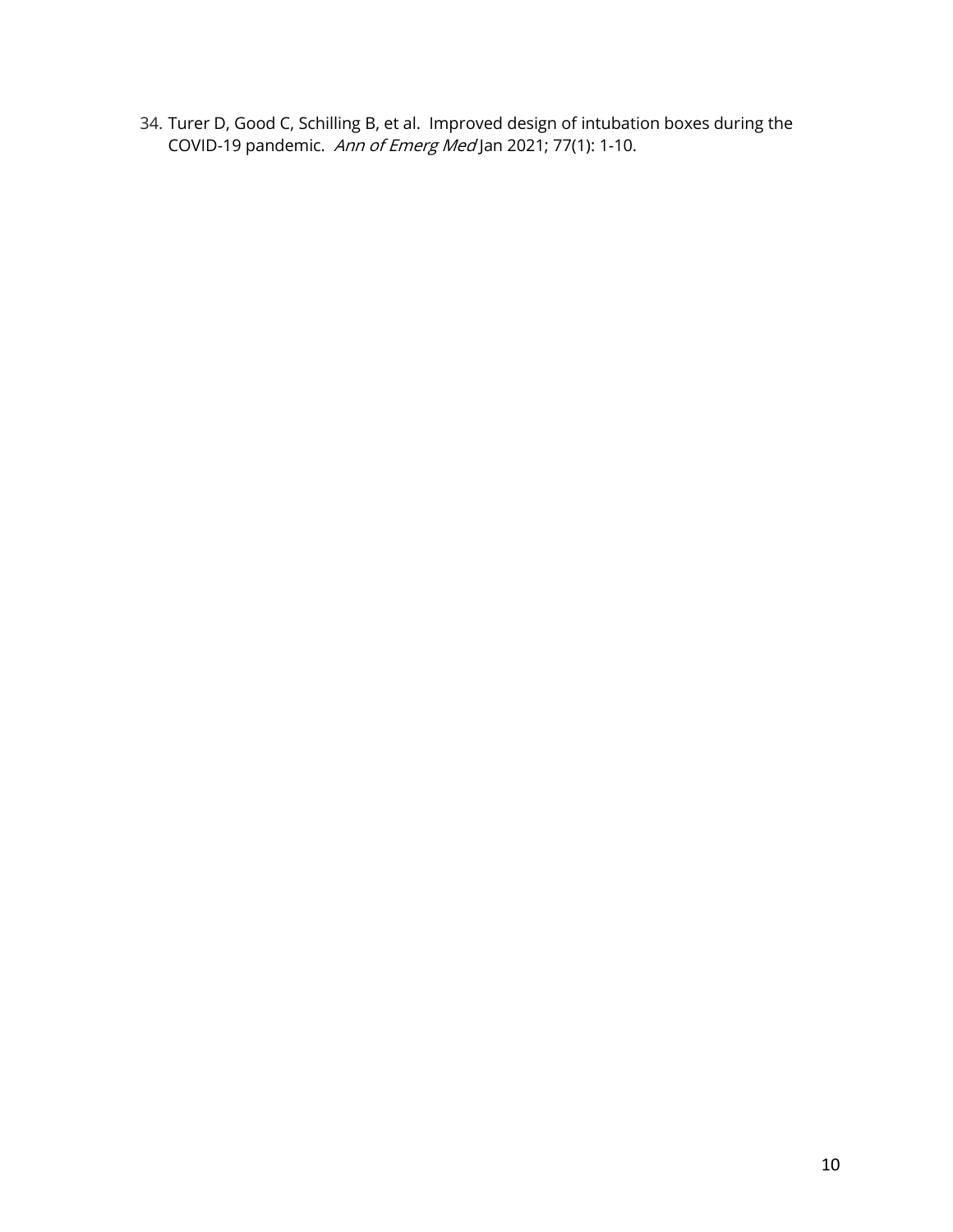34. Turer D, Good C, Schilling B, et al. Improved design of intubation boxes during the COVID-19 pandemic. *Ann of Emerg Med* Jan 2021; 77(1): 1-10.